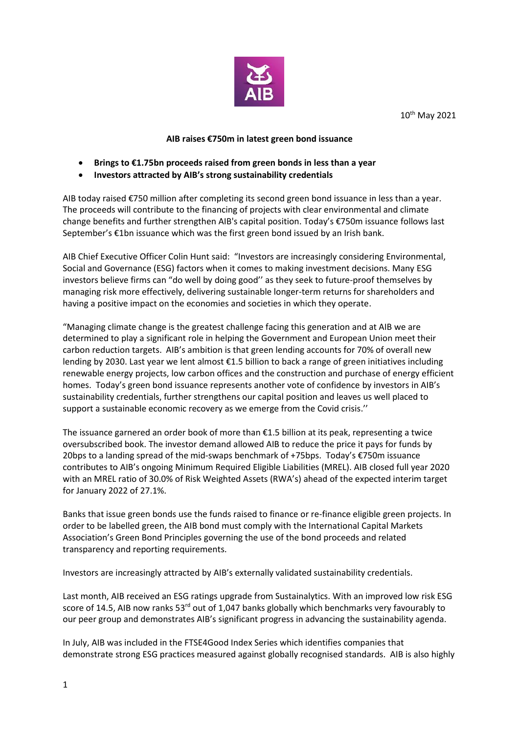10th May 2021

**AIB raises €750m in latest green bond issuance**

- **Brings to €1.75bn proceeds raised from green bonds in less than a year**
- **Investors attracted by AIB's strong sustainability credentials**

AIB today raised €750 million after completing its second green bond issuance in less than a year. The proceeds will contribute to the financing of projects with clear environmental and climate change benefits and further strengthen AIB's capital position. Today's €750m issuance follows last September's €1bn issuance which was the first green bond issued by an Irish bank.

AIB Chief Executive Officer Colin Hunt said: "Investors are increasingly considering Environmental, Social and Governance (ESG) factors when it comes to making investment decisions. Many ESG investors believe firms can "do well by doing good'' as they seek to future-proof themselves by managing risk more effectively, delivering sustainable longer-term returns for shareholders and having a positive impact on the economies and societies in which they operate.

"Managing climate change is the greatest challenge facing this generation and at AIB we are determined to play a significant role in helping the Government and European Union meet their carbon reduction targets. AIB's ambition is that green lending accounts for 70% of overall new lending by 2030. Last year we lent almost €1.5 billion to back a range of green initiatives including renewable energy projects, low carbon offices and the construction and purchase of energy efficient homes. Today's green bond issuance represents another vote of confidence by investors in AIB's sustainability credentials, further strengthens our capital position and leaves us well placed to support a sustainable economic recovery as we emerge from the Covid crisis.''

The issuance garnered an order book of more than €1.5 billion at its peak, representing a twice oversubscribed book. The investor demand allowed AIB to reduce the price it pays for funds by 20bps to a landing spread of the mid-swaps benchmark of +75bps. Today's €750m issuance contributes to AIB's ongoing Minimum Required Eligible Liabilities (MREL). AIB closed full year 2020 with an MREL ratio of 30.0% of Risk Weighted Assets (RWA's) ahead of the expected interim target for January 2022 of 27.1%.

Banks that issue green bonds use the funds raised to finance or re-finance eligible green projects. In order to be labelled green, the AIB bond must comply with the International Capital Markets Association's Green Bond Principles governing the use of the bond proceeds and related transparency and reporting requirements.

Investors are increasingly attracted by AIB's externally validated sustainability credentials.

Last month, AIB received an ESG ratings upgrade from Sustainalytics. With an improved low risk ESG score of 14.5, AIB now ranks 53rd out of 1,047 banks globally which benchmarks very favourably to our peer group and demonstrates AIB's significant progress in advancing the sustainability agenda.

In July, AIB was included in the FTSE4Good Index Series which identifies companies that demonstrate strong ESG practices measured against globally recognised standards. AIB is also highly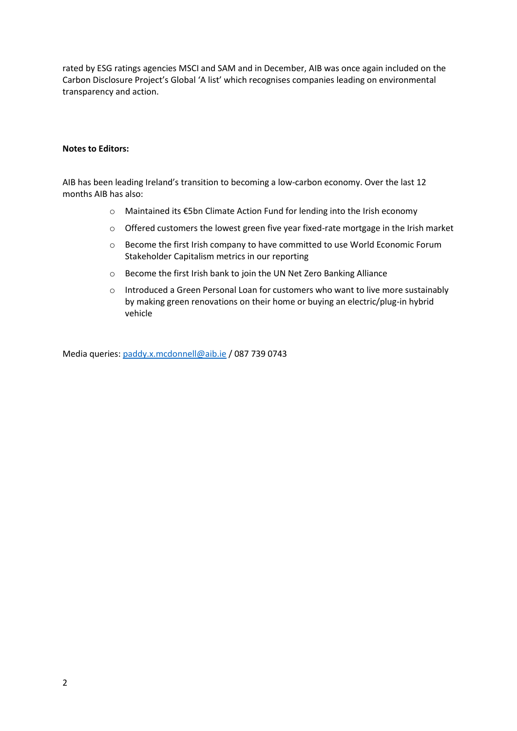rated by ESG ratings agencies MSCI and SAM and in December, AIB was once again included on the Carbon Disclosure Project's Global 'A list' which recognises companies leading on environmental transparency and action.

**Notes to Editors:**

AIB has been leading Ireland's transition to becoming a low-carbon economy. Over the last 12 months AIB has also:

- Maintained its €5bn Climate Action Fund for lending into the Irish economy
- Offered customers the lowest green five year fixed-rate mortgage in the Irish market
- Become the first Irish company to have committed to use World Economic Forum Stakeholder Capitalism metrics in our reporting
- Become the first Irish bank to join the UN Net Zero Banking Alliance
- Introduced a Green Personal Loan for customers who want to live more sustainably by making green renovations on their home or buying an electric/plug-in hybrid vehicle

Media queries: paddy.x.mcdonnell@aib.ie / 087 739 0743